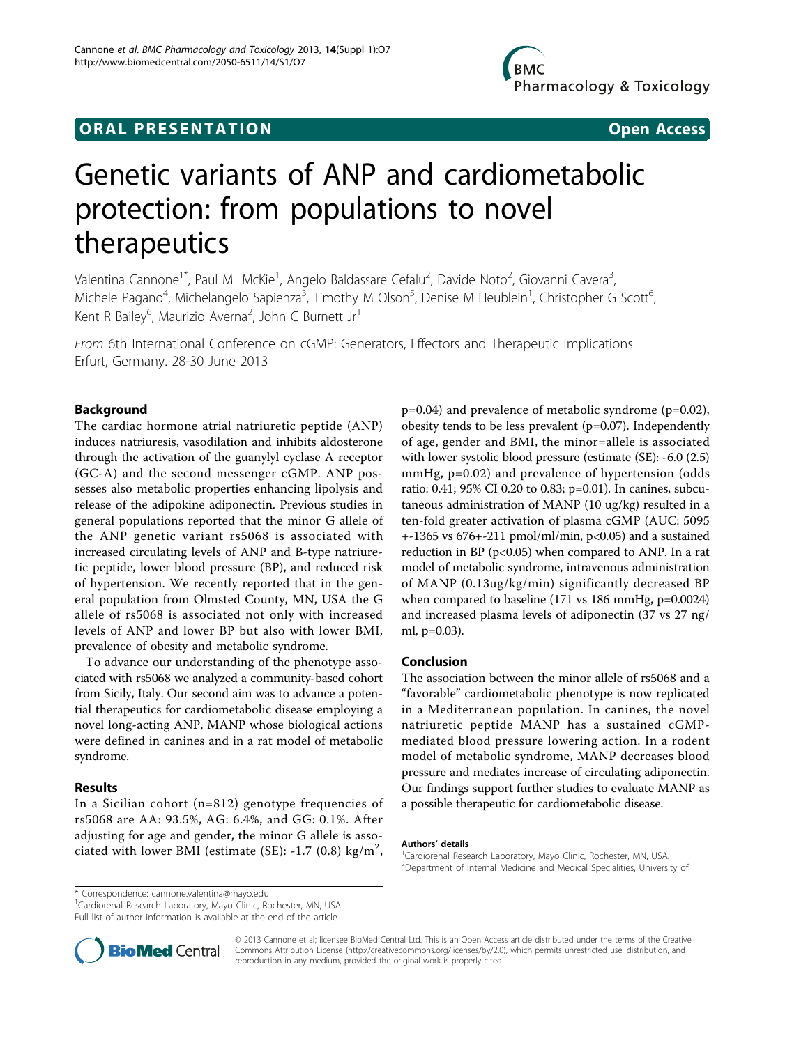**ORAL PRESENTATION** **Open Access**

# Genetic variants of ANP and cardiometabolic protection: from populations to novel therapeutics

Valentina Cannone[1*], Paul M McKie[1], Angelo Baldassare Cefalu[2], Davide Noto[2], Giovanni Cavera[3], Michele Pagano[4], Michelangelo Sapienza[3], Timothy M Olson[5], Denise M Heublein[1], Christopher G Scott[6], Kent R Bailey[6], Maurizio Averna[2], John C Burnett Jr[1]

*From* 6th International Conference on cGMP: Generators, Effectors and Therapeutic Implications
Erfurt, Germany. 28-30 June 2013

## Background

The cardiac hormone atrial natriuretic peptide (ANP) induces natriuresis, vasodilation and inhibits aldosterone through the activation of the guanylyl cyclase A receptor (GC-A) and the second messenger cGMP. ANP possesses also metabolic properties enhancing lipolysis and release of the adipokine adiponectin. Previous studies in general populations reported that the minor G allele of the ANP genetic variant rs5068 is associated with increased circulating levels of ANP and B-type natriuretic peptide, lower blood pressure (BP), and reduced risk of hypertension. We recently reported that in the general population from Olmsted County, MN, USA the G allele of rs5068 is associated not only with increased levels of ANP and lower BP but also with lower BMI, prevalence of obesity and metabolic syndrome.

To advance our understanding of the phenotype associated with rs5068 we analyzed a community-based cohort from Sicily, Italy. Our second aim was to advance a potential therapeutics for cardiometabolic disease employing a novel long-acting ANP, MANP whose biological actions were defined in canines and in a rat model of metabolic syndrome.

## Results

In a Sicilian cohort (n=812) genotype frequencies of rs5068 are AA: 93.5%, AG: 6.4%, and GG: 0.1%. After adjusting for age and gender, the minor G allele is associated with lower BMI (estimate (SE): -1.7 (0.8) kg/m$^2$, p=0.04) and prevalence of metabolic syndrome (p=0.02), obesity tends to be less prevalent (p=0.07). Independently of age, gender and BMI, the minor=allele is associated with lower systolic blood pressure (estimate (SE): -6.0 (2.5) mmHg, p=0.02) and prevalence of hypertension (odds ratio: 0.41; 95% CI 0.20 to 0.83; p=0.01). In canines, subcutaneous administration of MANP (10 ug/kg) resulted in a ten-fold greater activation of plasma cGMP (AUC: 5095 +-1365 vs 676+-211 pmol/ml/min, p<0.05) and a sustained reduction in BP (p<0.05) when compared to ANP. In a rat model of metabolic syndrome, intravenous administration of MANP (0.13ug/kg/min) significantly decreased BP when compared to baseline (171 vs 186 mmHg, p=0.0024) and increased plasma levels of adiponectin (37 vs 27 ng/ml, p=0.03).

## Conclusion

The association between the minor allele of rs5068 and a "favorable" cardiometabolic phenotype is now replicated in a Mediterranean population. In canines, the novel natriuretic peptide MANP has a sustained cGMP-mediated blood pressure lowering action. In a rodent model of metabolic syndrome, MANP decreases blood pressure and mediates increase of circulating adiponectin. Our findings support further studies to evaluate MANP as a possible therapeutic for cardiometabolic disease.

**Authors' details**
[1]Cardiorenal Research Laboratory, Mayo Clinic, Rochester, MN, USA.
[2]Department of Internal Medicine and Medical Specialities, University of

\* Correspondence: cannone.valentina@mayo.edu
[1]Cardiorenal Research Laboratory, Mayo Clinic, Rochester, MN, USA
Full list of author information is available at the end of the article

© 2013 Cannone et al; licensee BioMed Central Ltd. This is an Open Access article distributed under the terms of the Creative Commons Attribution License (http://creativecommons.org/licenses/by/2.0), which permits unrestricted use, distribution, and reproduction in any medium, provided the original work is properly cited.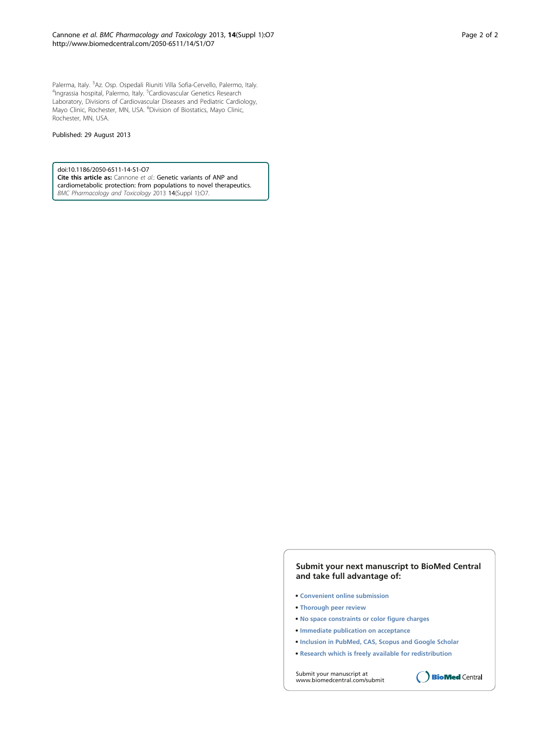Palerma, Italy. [3]Az. Osp. Ospedali Riuniti Villa Sofia-Cervello, Palermo, Italy. [4]Ingrassia hospital, Palermo, Italy. [5]Cardiovascular Genetics Research Laboratory, Divisions of Cardiovascular Diseases and Pediatric Cardiology, Mayo Clinic, Rochester, MN, USA. [6]Division of Biostatics, Mayo Clinic, Rochester, MN, USA.

Published: 29 August 2013

doi:10.1186/2050-6511-14-S1-O7
**Cite this article as:** Cannone *et al.*: Genetic variants of ANP and cardiometabolic protection: from populations to novel therapeutics. *BMC Pharmacology and Toxicology* 2013 **14**(Suppl 1):O7.

**Submit your next manuscript to BioMed Central and take full advantage of:**

- **Convenient online submission**
- **Thorough peer review**
- **No space constraints or color figure charges**
- **Immediate publication on acceptance**
- **Inclusion in PubMed, CAS, Scopus and Google Scholar**
- **Research which is freely available for redistribution**

Submit your manuscript at
www.biomedcentral.com/submit

BioMed Central